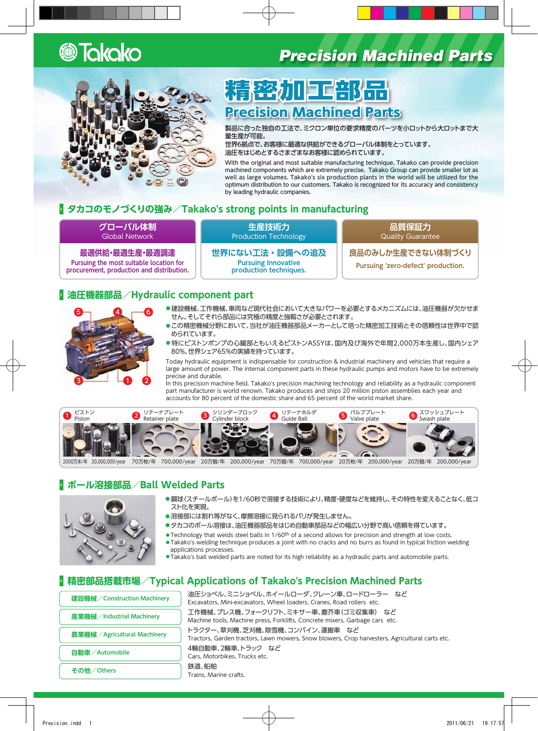# Takako

# Precision Machined Parts

## 精密加工部品
## Precision Machined Parts

製品に合った独自の工法で、ミクロン単位の要求精度のパーツを小ロットから大ロットまで大量生産が可能。
世界6拠点で、お客様に最適な供給ができるグローバル体制をとっています。
油圧をはじめとするさまざまなお客様に認められています。

With the original and most suitable manufacturing technique, Takako can provide precision machined components which are extremely precise. Takako Group can provide smaller lot as well as large volumes. Takako's six production plants in the world will be utilized for the optimum distribution to our customers. Takako is recognized for its accuracy and consistency by leading hydraulic companies.

## タカコのモノづくりの強み／Takako's strong points in manufacturing

| グローバル体制 Global Network | 生産技術力 Production Technology | 品質保証力 Quality Guarantee |
|---|---|---|
| 最適供給・最適生産・最適調達 Pursuing the most suitable location for procurement, production and distribution. | 世界にない工法・設備への追及 Pursuing Innovative production techniques. | 良品のみしか生産できない体制づくり Pursuing 'zero-defect' production. |

## 油圧機器部品／Hydraulic component part

- 建設機械、工作機械、車両など現代社会において大きなパワーを必要とするメカニズムには、油圧機器が欠かせません。そしてそれら部品には究極の精度と強靭さが必要とされます。
- この精密機械分野において、当社が油圧機器部品メーカーとして培った精密加工技術とその信頼性は世界中で認められています。
- 特にピストンポンプの心臓部ともいえるピストンASSYは、国内及び海外で年間2,000万本生産し、国内シェア80%、世界シェア65%の実績を持っています。

Today hydraulic equipment is indispensable for construction & industrial machinery and vehicles that require a large amount of power. The internal component parts in these hydraulic pumps and motors have to be extremely precise and durable.
In this precision machine field, Takako's precision machining technology and reliability as a hydraulic component part manufacturer is world renown. Takako produces and ships 20 million piston assemblies each year and accounts for 80 percent of the domestic share and 65 percent of the world market share.

| ① ピストン Piston | ② リテーナプレート Retainer plate | ③ シリンダーブロック Cylinder block | ④ リテーナホルダ Guide Ball | ⑤ バルブプレート Valve plate | ⑥ スワッシュプレート Swash plate |
|---|---|---|---|---|---|
| 2000万本/年 20,000,000/year | 70万枚/年 700,000/year | 20万個/年 200,000/year | 70万個/年 700,000/year | 20万枚/年 200,000/year | 20万個/年 200,000/year |

## ボール溶接部品／Ball Welded Parts

- 鋼球（スチールボール）を1/60秒で溶接する技術により、精度・硬度などを維持し、その特性を変えることなく、低コスト化を実現。
- 溶接部には割れ等がなく、摩擦溶接に見られるバリが発生しません。
- タカコのボール溶接は、油圧機器部品をはじめ自動車部品などの幅広い分野で高い信頼を得ています。
- Technology that welds steel balls in 1/60th of a second allows for precision and strength at low costs.
- Takako's welding technique produces a joint with no cracks and no burrs as found in typical friction welding applications processes.
- Takako's ball welded parts are noted for its high reliability as a hydraulic parts and automobile parts.

## 精密部品搭載市場／Typical Applications of Takako's Precision Machined Parts

| 市場 | 用途 |
|---|---|
| 建設機械／Construction Machinery | 油圧ショベル、ミニショベル、ホイールローダ、クレーン車、ロードローラー　など Excavators, Mini-excavators, Wheel loaders, Cranes, Road rollers etc. |
| 産業機械／Industrial Machinery | 工作機械、プレス機、フォークリフト、ミキサー車、塵芥車（ゴミ収集車）　など Machine tools, Machine press, Forklifts, Concrete mixers, Garbage cars etc. |
| 農業機械／Agricultural Machinery | トラクター、草刈機、芝刈機、除雪機、コンバイン、運搬車　など Tractors, Garden tractors, Lawn mowers, Snow blowers, Crop harvesters, Agricultural carts etc. |
| 自動車／Automobile | 4輪自動車、2輪車、トラック　など Cars, Motorbikes, Trucks etc. |
| その他／Others | 鉄道、船舶 Trains, Marine crafts. |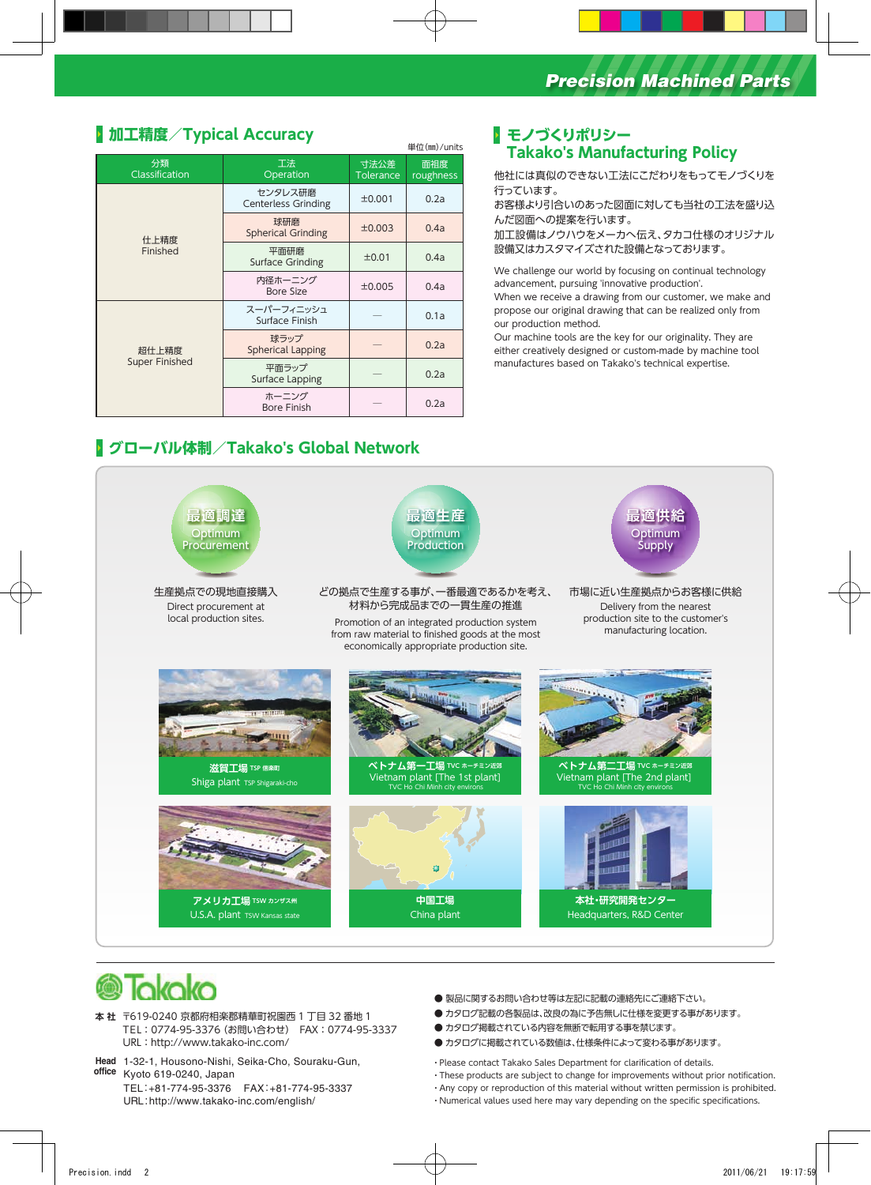## Precision Machined Parts

## 加工精度／Typical Accuracy

単位(mm)/units

| 分類 Classification | 工法 Operation | 寸法公差 Tolerance | 面粗度 roughness |
|---|---|---|---|
| 仕上精度 Finished | センタレス研磨 Centerless Grinding | ±0.001 | 0.2a |
| | 球研磨 Spherical Grinding | ±0.003 | 0.4a |
| | 平面研磨 Surface Grinding | ±0.01 | 0.4a |
| | 内径ホーニング Bore Size | ±0.005 | 0.4a |
| 超仕上精度 Super Finished | スーパーフィニッシュ Surface Finish | — | 0.1a |
| | 球ラップ Spherical Lapping | — | 0.2a |
| | 平面ラップ Surface Lapping | — | 0.2a |
| | ホーニング Bore Finish | — | 0.2a |

## モノづくりポリシー Takako's Manufacturing Policy

他社には真似のできない工法にこだわりをもってモノづくりを行っています。
お客様より引合いのあった図面に対しても当社の工法を盛り込んだ図面への提案を行います。
加工設備はノウハウをメーカーへ伝え、タカコ仕様のオリジナル設備又はカスタマイズされた設備となっております。

We challenge our world by focusing on continual technology advancement, pursuing 'innovative production'.
When we receive a drawing from our customer, we make and propose our original drawing that can be realized only from our production method.
Our machine tools are the key for our originality. They are either creatively designed or custom-made by machine tool manufactures based on Takako's technical expertise.

## グローバル体制／Takako's Global Network

**最適調達 Optimum Procurement**

生産拠点での現地直接購入
Direct procurement at local production sites.

**最適生産 Optimum Production**

どの拠点で生産する事が、一番最適であるかを考え、材料から完成品までの一貫生産の推進
Promotion of an integrated production system from raw material to finished goods at the most economically appropriate production site.

**最適供給 Optimum Supply**

市場に近い生産拠点からお客様に供給
Delivery from the nearest production site to the customer's manufacturing location.

滋賀工場 TSP 信楽町
Shiga plant TSP Shigaraki-cho

ベトナム第一工場 TVC ホーチミン近郊
Vietnam plant [The 1st plant]
TVC Ho Chi Minh city environs

ベトナム第二工場 TVC ホーチミン近郊
Vietnam plant [The 2nd plant]
TVC Ho Chi Minh city environs

アメリカ工場 TSW カンザス州
U.S.A. plant TSW Kansas state

中国工場
China plant

本社・研究開発センター
Headquarters, R&D Center

---

**Takako**

**本 社** 〒619-0240 京都府相楽郡精華町祝園西 1 丁目 32 番地 1
TEL：0774-95-3376（お問い合わせ） FAX：0774-95-3337
URL：http://www.takako-inc.com/

**Head office** 1-32-1, Housono-Nishi, Seika-Cho, Souraku-Gun, Kyoto 619-0240, Japan
TEL：+81-774-95-3376 FAX：+81-774-95-3337
URL：http://www.takako-inc.com/english/

- 製品に関するお問い合わせ等は左記に記載の連絡先にご連絡下さい。
- カタログ記載の各製品は、改良の為に予告無しに仕様を変更する事があります。
- カタログ掲載されている内容を無断で転用する事を禁じます。
- カタログに掲載されている数値は、仕様条件によって変わる事があります。

・Please contact Takako Sales Department for clarification of details.
・These products are subject to change for improvements without prior notification.
・Any copy or reproduction of this material without written permission is prohibited.
・Numerical values used here may vary depending on the specific specifications.